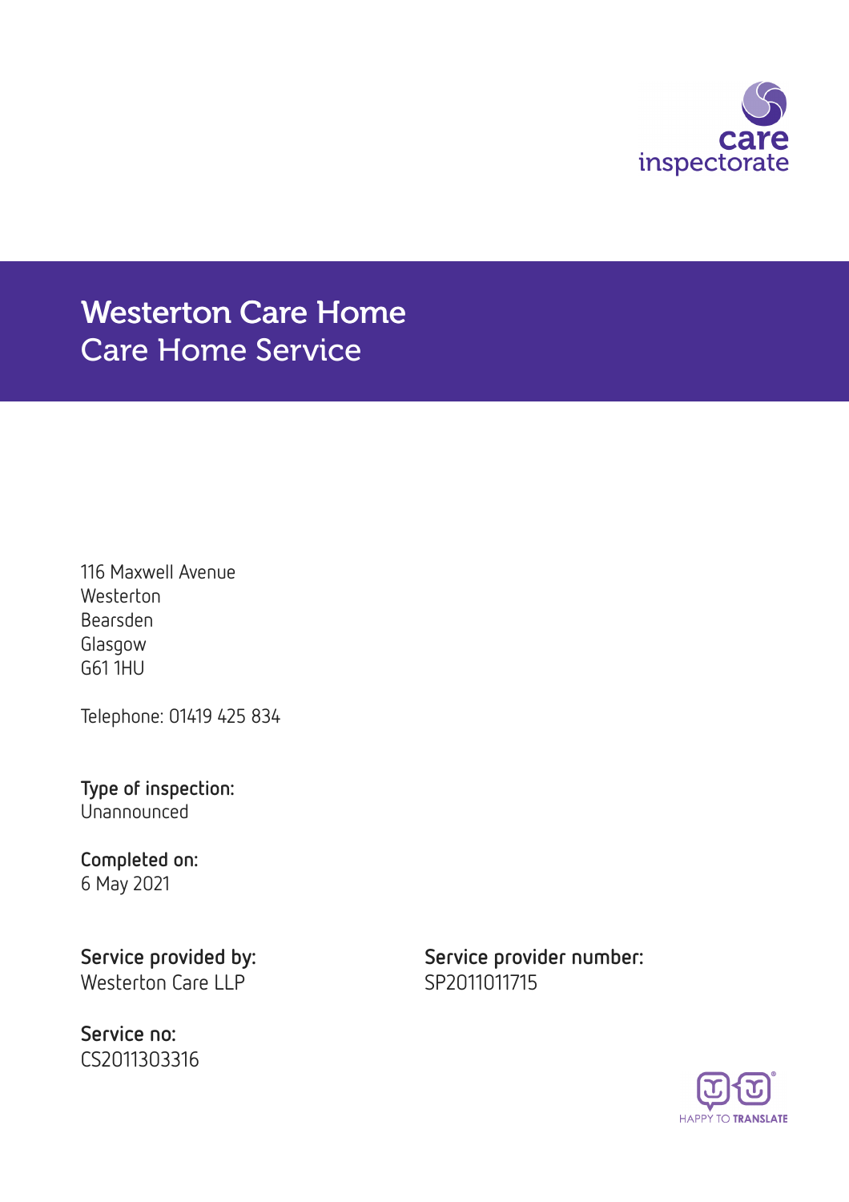care inspectorate

# Westerton Care Home
## Care Home Service

116 Maxwell Avenue
Westerton
Bearsden
Glasgow
G61 1HU

Telephone: 01419 425 834

**Type of inspection:**
Unannounced

**Completed on:**
6 May 2021

**Service provided by:**
Westerton Care LLP

**Service provider number:**
SP2011011715

**Service no:**
CS2011303316

HAPPY TO TRANSLATE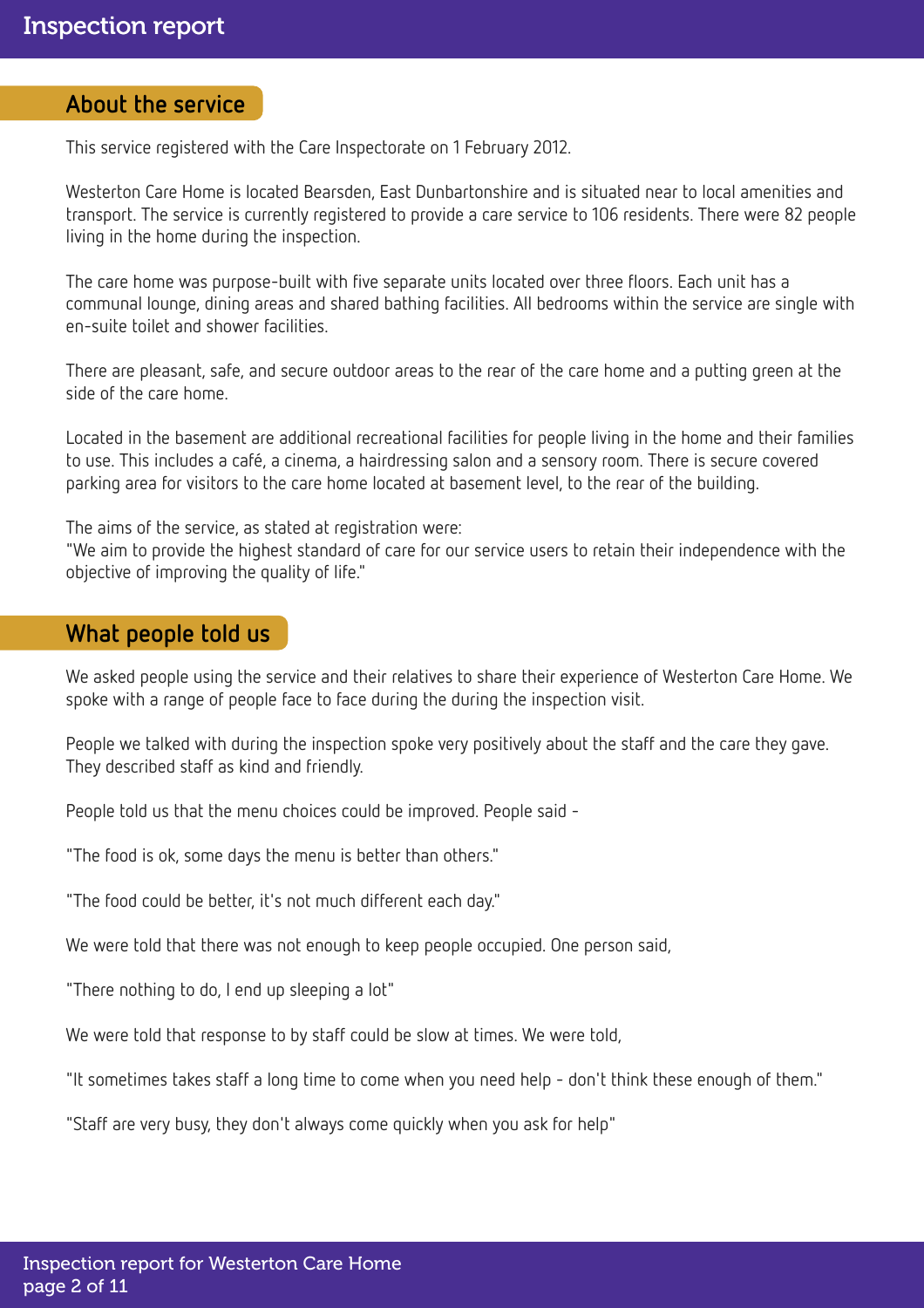## About the service

This service registered with the Care Inspectorate on 1 February 2012.

Westerton Care Home is located Bearsden, East Dunbartonshire and is situated near to local amenities and transport. The service is currently registered to provide a care service to 106 residents. There were 82 people living in the home during the inspection.

The care home was purpose-built with five separate units located over three floors. Each unit has a communal lounge, dining areas and shared bathing facilities. All bedrooms within the service are single with en-suite toilet and shower facilities.

There are pleasant, safe, and secure outdoor areas to the rear of the care home and a putting green at the side of the care home.

Located in the basement are additional recreational facilities for people living in the home and their families to use. This includes a café, a cinema, a hairdressing salon and a sensory room. There is secure covered parking area for visitors to the care home located at basement level, to the rear of the building.

The aims of the service, as stated at registration were:
"We aim to provide the highest standard of care for our service users to retain their independence with the objective of improving the quality of life."

## What people told us

We asked people using the service and their relatives to share their experience of Westerton Care Home. We spoke with a range of people face to face during the during the inspection visit.

People we talked with during the inspection spoke very positively about the staff and the care they gave. They described staff as kind and friendly.

People told us that the menu choices could be improved. People said -

"The food is ok, some days the menu is better than others."

"The food could be better, it's not much different each day."

We were told that there was not enough to keep people occupied. One person said,

"There nothing to do, I end up sleeping a lot"

We were told that response to by staff could be slow at times. We were told,

"It sometimes takes staff a long time to come when you need help - don't think these enough of them."

"Staff are very busy, they don't always come quickly when you ask for help"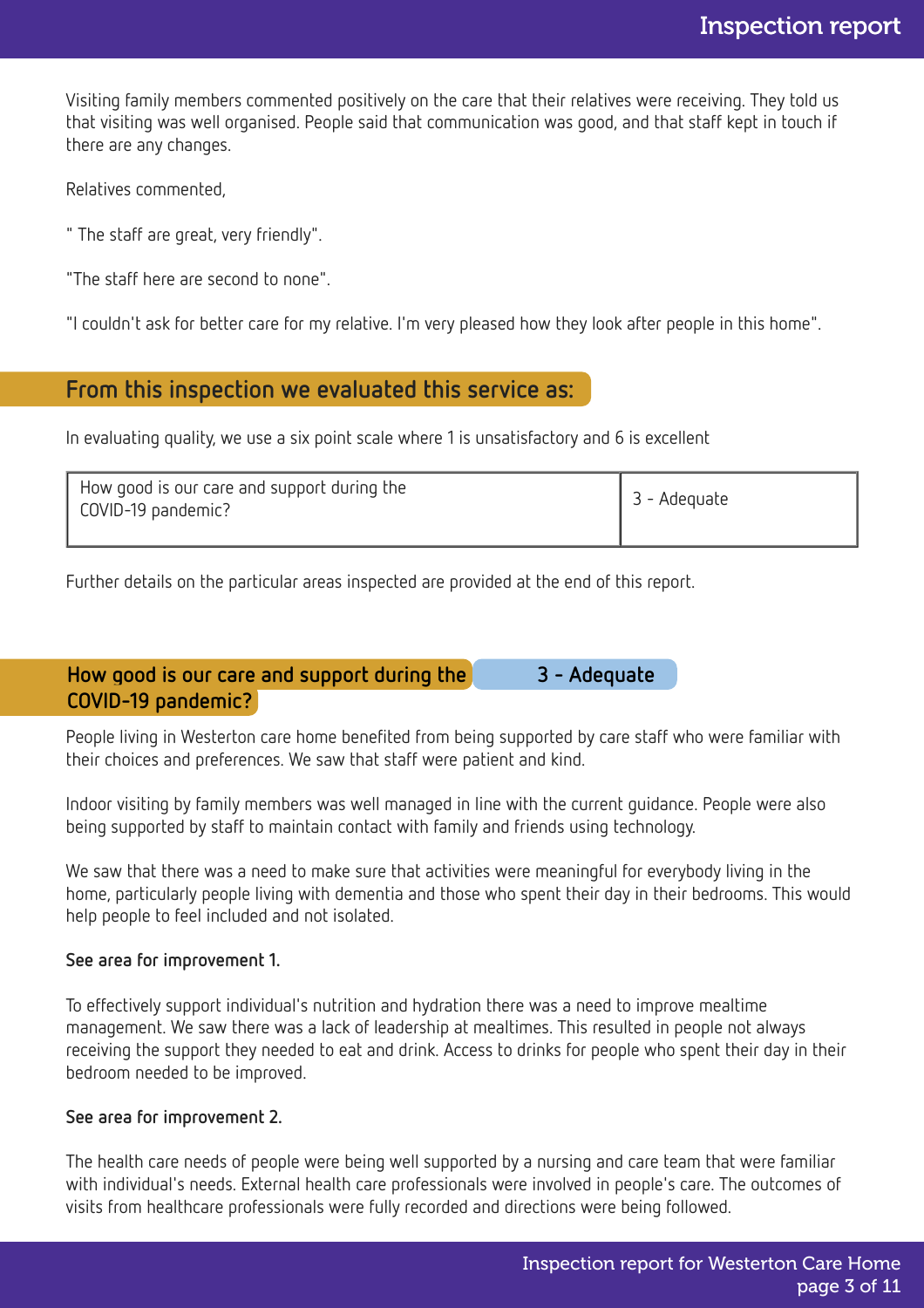Visiting family members commented positively on the care that their relatives were receiving. They told us that visiting was well organised. People said that communication was good, and that staff kept in touch if there are any changes.

Relatives commented,

" The staff are great, very friendly".

"The staff here are second to none".

"I couldn't ask for better care for my relative. I'm very pleased how they look after people in this home".

## From this inspection we evaluated this service as:

In evaluating quality, we use a six point scale where 1 is unsatisfactory and 6 is excellent

| How good is our care and support during the COVID-19 pandemic? | 3 - Adequate |
|---|---|

Further details on the particular areas inspected are provided at the end of this report.

## How good is our care and support during the COVID-19 pandemic? 3 - Adequate

People living in Westerton care home benefited from being supported by care staff who were familiar with their choices and preferences. We saw that staff were patient and kind.

Indoor visiting by family members was well managed in line with the current guidance. People were also being supported by staff to maintain contact with family and friends using technology.

We saw that there was a need to make sure that activities were meaningful for everybody living in the home, particularly people living with dementia and those who spent their day in their bedrooms. This would help people to feel included and not isolated.

**See area for improvement 1.**

To effectively support individual's nutrition and hydration there was a need to improve mealtime management. We saw there was a lack of leadership at mealtimes. This resulted in people not always receiving the support they needed to eat and drink. Access to drinks for people who spent their day in their bedroom needed to be improved.

**See area for improvement 2.**

The health care needs of people were being well supported by a nursing and care team that were familiar with individual's needs. External health care professionals were involved in people's care. The outcomes of visits from healthcare professionals were fully recorded and directions were being followed.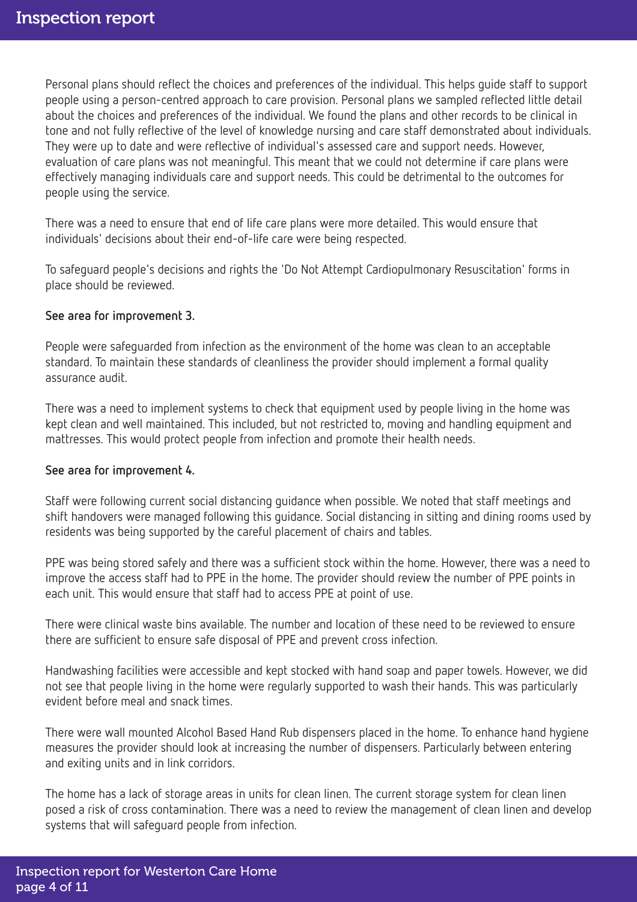Personal plans should reflect the choices and preferences of the individual. This helps guide staff to support people using a person-centred approach to care provision. Personal plans we sampled reflected little detail about the choices and preferences of the individual. We found the plans and other records to be clinical in tone and not fully reflective of the level of knowledge nursing and care staff demonstrated about individuals. They were up to date and were reflective of individual's assessed care and support needs. However, evaluation of care plans was not meaningful. This meant that we could not determine if care plans were effectively managing individuals care and support needs. This could be detrimental to the outcomes for people using the service.

There was a need to ensure that end of life care plans were more detailed. This would ensure that individuals' decisions about their end-of-life care were being respected.

To safeguard people's decisions and rights the 'Do Not Attempt Cardiopulmonary Resuscitation' forms in place should be reviewed.

**See area for improvement 3.**

People were safeguarded from infection as the environment of the home was clean to an acceptable standard. To maintain these standards of cleanliness the provider should implement a formal quality assurance audit.

There was a need to implement systems to check that equipment used by people living in the home was kept clean and well maintained. This included, but not restricted to, moving and handling equipment and mattresses. This would protect people from infection and promote their health needs.

**See area for improvement 4.**

Staff were following current social distancing guidance when possible. We noted that staff meetings and shift handovers were managed following this guidance. Social distancing in sitting and dining rooms used by residents was being supported by the careful placement of chairs and tables.

PPE was being stored safely and there was a sufficient stock within the home. However, there was a need to improve the access staff had to PPE in the home. The provider should review the number of PPE points in each unit. This would ensure that staff had to access PPE at point of use.

There were clinical waste bins available. The number and location of these need to be reviewed to ensure there are sufficient to ensure safe disposal of PPE and prevent cross infection.

Handwashing facilities were accessible and kept stocked with hand soap and paper towels. However, we did not see that people living in the home were regularly supported to wash their hands. This was particularly evident before meal and snack times.

There were wall mounted Alcohol Based Hand Rub dispensers placed in the home. To enhance hand hygiene measures the provider should look at increasing the number of dispensers. Particularly between entering and exiting units and in link corridors.

The home has a lack of storage areas in units for clean linen. The current storage system for clean linen posed a risk of cross contamination. There was a need to review the management of clean linen and develop systems that will safeguard people from infection.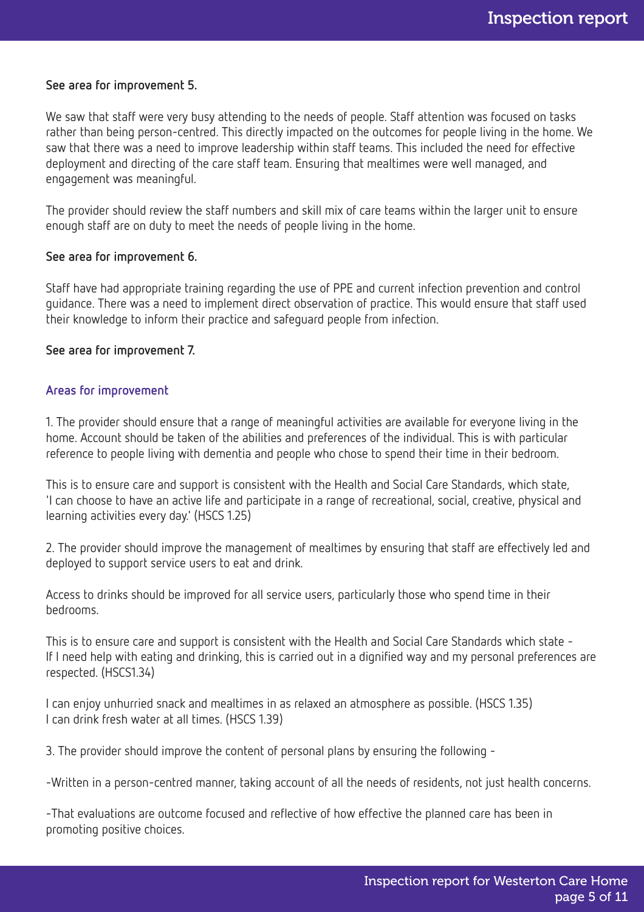**See area for improvement 5.**

We saw that staff were very busy attending to the needs of people. Staff attention was focused on tasks rather than being person-centred. This directly impacted on the outcomes for people living in the home. We saw that there was a need to improve leadership within staff teams. This included the need for effective deployment and directing of the care staff team. Ensuring that mealtimes were well managed, and engagement was meaningful.

The provider should review the staff numbers and skill mix of care teams within the larger unit to ensure enough staff are on duty to meet the needs of people living in the home.

**See area for improvement 6.**

Staff have had appropriate training regarding the use of PPE and current infection prevention and control guidance. There was a need to implement direct observation of practice. This would ensure that staff used their knowledge to inform their practice and safeguard people from infection.

**See area for improvement 7.**

### Areas for improvement

1. The provider should ensure that a range of meaningful activities are available for everyone living in the home. Account should be taken of the abilities and preferences of the individual. This is with particular reference to people living with dementia and people who chose to spend their time in their bedroom.

This is to ensure care and support is consistent with the Health and Social Care Standards, which state, 'I can choose to have an active life and participate in a range of recreational, social, creative, physical and learning activities every day.' (HSCS 1.25)

2. The provider should improve the management of mealtimes by ensuring that staff are effectively led and deployed to support service users to eat and drink.

Access to drinks should be improved for all service users, particularly those who spend time in their bedrooms.

This is to ensure care and support is consistent with the Health and Social Care Standards which state - If I need help with eating and drinking, this is carried out in a dignified way and my personal preferences are respected. (HSCS1.34)

I can enjoy unhurried snack and mealtimes in as relaxed an atmosphere as possible. (HSCS 1.35)
I can drink fresh water at all times. (HSCS 1.39)

3. The provider should improve the content of personal plans by ensuring the following -

-Written in a person-centred manner, taking account of all the needs of residents, not just health concerns.

-That evaluations are outcome focused and reflective of how effective the planned care has been in promoting positive choices.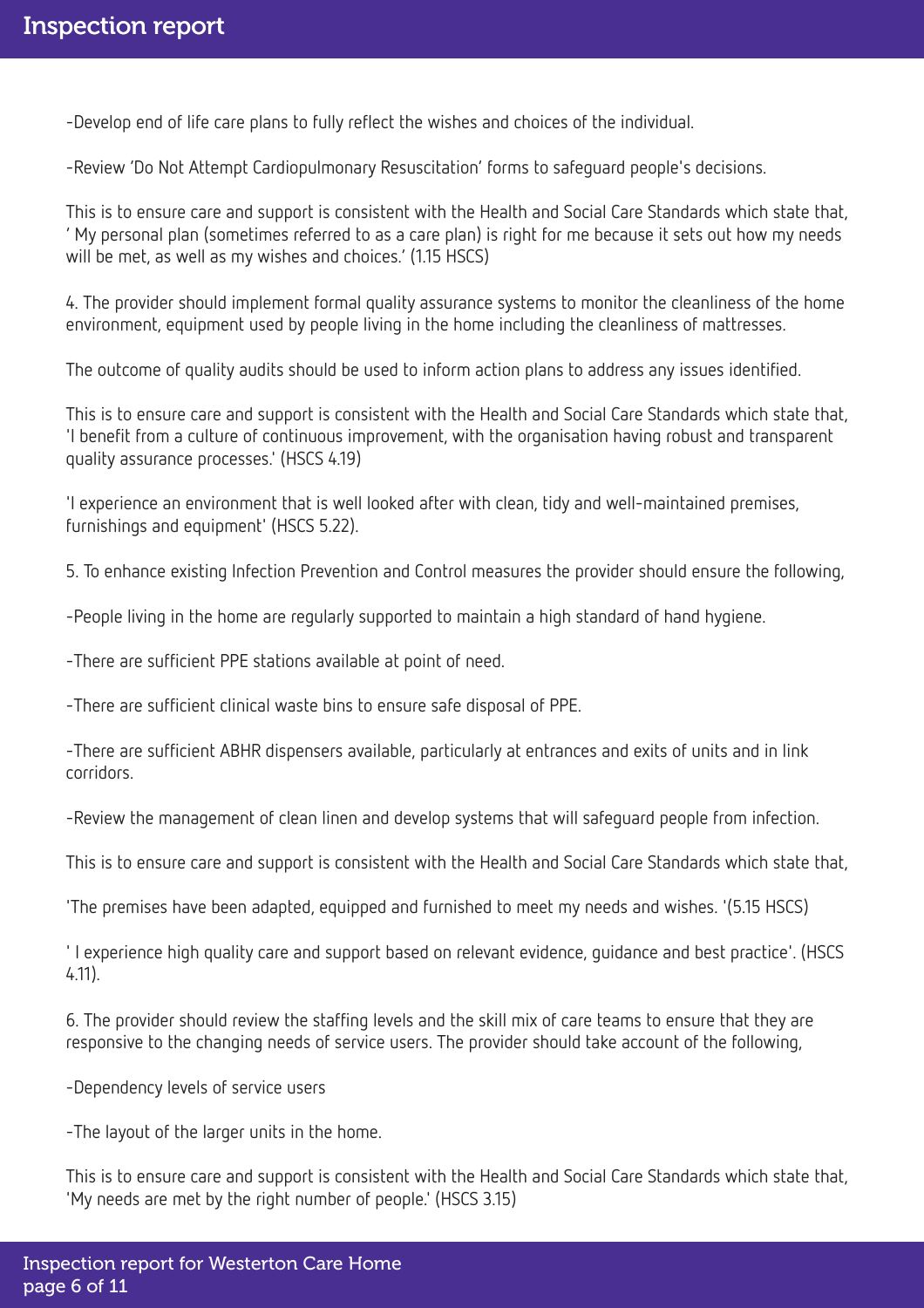-Develop end of life care plans to fully reflect the wishes and choices of the individual.

-Review 'Do Not Attempt Cardiopulmonary Resuscitation' forms to safeguard people's decisions.

This is to ensure care and support is consistent with the Health and Social Care Standards which state that, ' My personal plan (sometimes referred to as a care plan) is right for me because it sets out how my needs will be met, as well as my wishes and choices.' (1.15 HSCS)

4. The provider should implement formal quality assurance systems to monitor the cleanliness of the home environment, equipment used by people living in the home including the cleanliness of mattresses.

The outcome of quality audits should be used to inform action plans to address any issues identified.

This is to ensure care and support is consistent with the Health and Social Care Standards which state that, 'I benefit from a culture of continuous improvement, with the organisation having robust and transparent quality assurance processes.' (HSCS 4.19)

'I experience an environment that is well looked after with clean, tidy and well-maintained premises, furnishings and equipment' (HSCS 5.22).

5. To enhance existing Infection Prevention and Control measures the provider should ensure the following,

-People living in the home are regularly supported to maintain a high standard of hand hygiene.

-There are sufficient PPE stations available at point of need.

-There are sufficient clinical waste bins to ensure safe disposal of PPE.

-There are sufficient ABHR dispensers available, particularly at entrances and exits of units and in link corridors.

-Review the management of clean linen and develop systems that will safeguard people from infection.

This is to ensure care and support is consistent with the Health and Social Care Standards which state that,

'The premises have been adapted, equipped and furnished to meet my needs and wishes. '(5.15 HSCS)

' I experience high quality care and support based on relevant evidence, guidance and best practice'. (HSCS 4.11).

6. The provider should review the staffing levels and the skill mix of care teams to ensure that they are responsive to the changing needs of service users. The provider should take account of the following,

-Dependency levels of service users

-The layout of the larger units in the home.

This is to ensure care and support is consistent with the Health and Social Care Standards which state that, 'My needs are met by the right number of people.' (HSCS 3.15)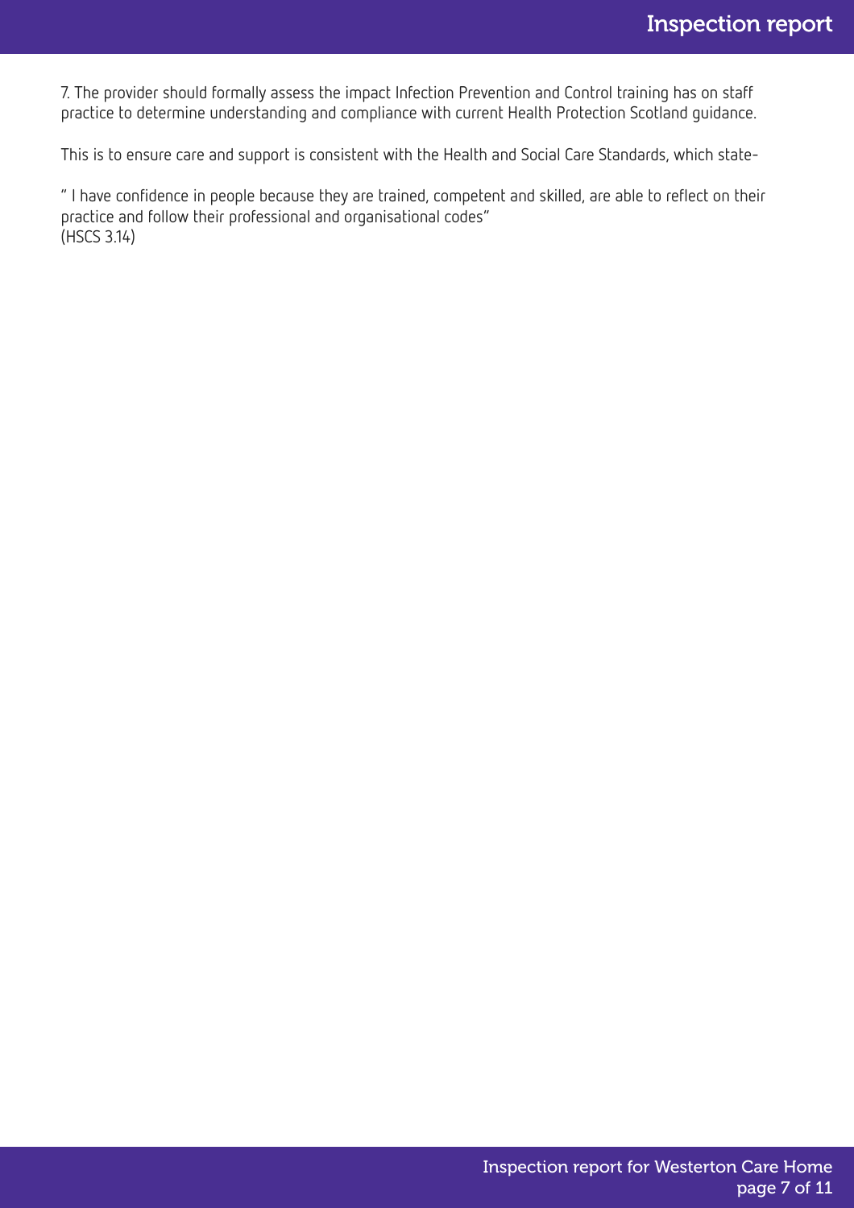7. The provider should formally assess the impact Infection Prevention and Control training has on staff practice to determine understanding and compliance with current Health Protection Scotland guidance.

This is to ensure care and support is consistent with the Health and Social Care Standards, which state-

" I have confidence in people because they are trained, competent and skilled, are able to reflect on their practice and follow their professional and organisational codes"
(HSCS 3.14)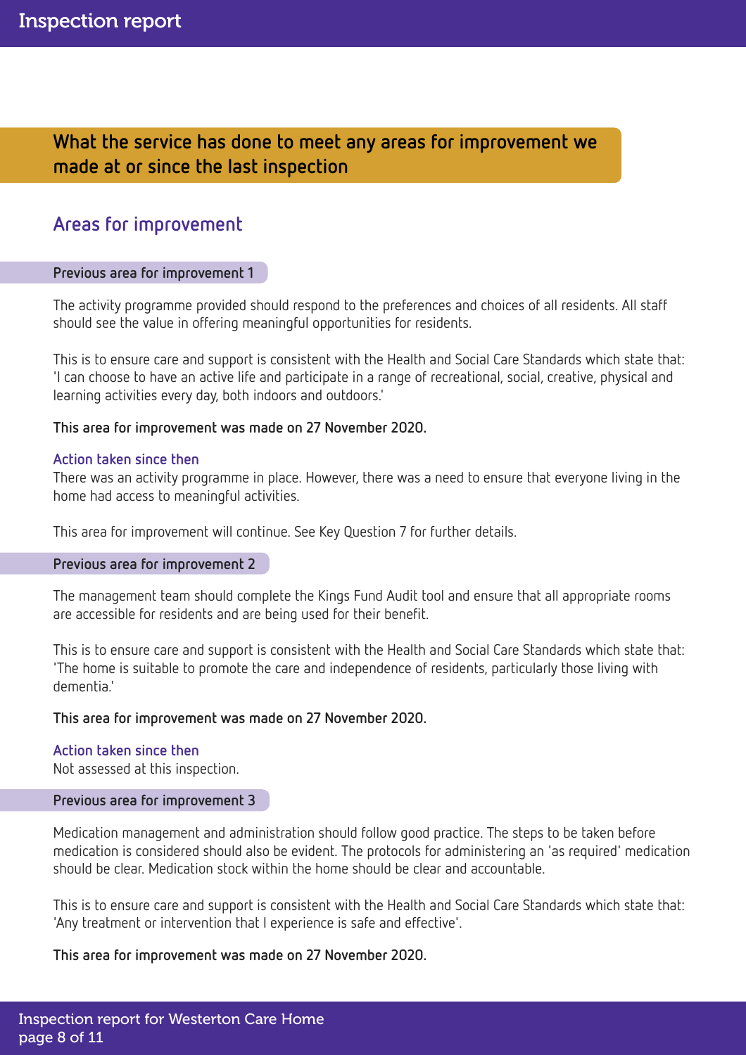## What the service has done to meet any areas for improvement we made at or since the last inspection

### Areas for improvement

#### Previous area for improvement 1

The activity programme provided should respond to the preferences and choices of all residents. All staff should see the value in offering meaningful opportunities for residents.

This is to ensure care and support is consistent with the Health and Social Care Standards which state that: 'I can choose to have an active life and participate in a range of recreational, social, creative, physical and learning activities every day, both indoors and outdoors.'

**This area for improvement was made on 27 November 2020.**

**Action taken since then**

There was an activity programme in place. However, there was a need to ensure that everyone living in the home had access to meaningful activities.

This area for improvement will continue. See Key Question 7 for further details.

#### Previous area for improvement 2

The management team should complete the Kings Fund Audit tool and ensure that all appropriate rooms are accessible for residents and are being used for their benefit.

This is to ensure care and support is consistent with the Health and Social Care Standards which state that: 'The home is suitable to promote the care and independence of residents, particularly those living with dementia.'

**This area for improvement was made on 27 November 2020.**

**Action taken since then**

Not assessed at this inspection.

#### Previous area for improvement 3

Medication management and administration should follow good practice. The steps to be taken before medication is considered should also be evident. The protocols for administering an 'as required' medication should be clear. Medication stock within the home should be clear and accountable.

This is to ensure care and support is consistent with the Health and Social Care Standards which state that: 'Any treatment or intervention that I experience is safe and effective'.

**This area for improvement was made on 27 November 2020.**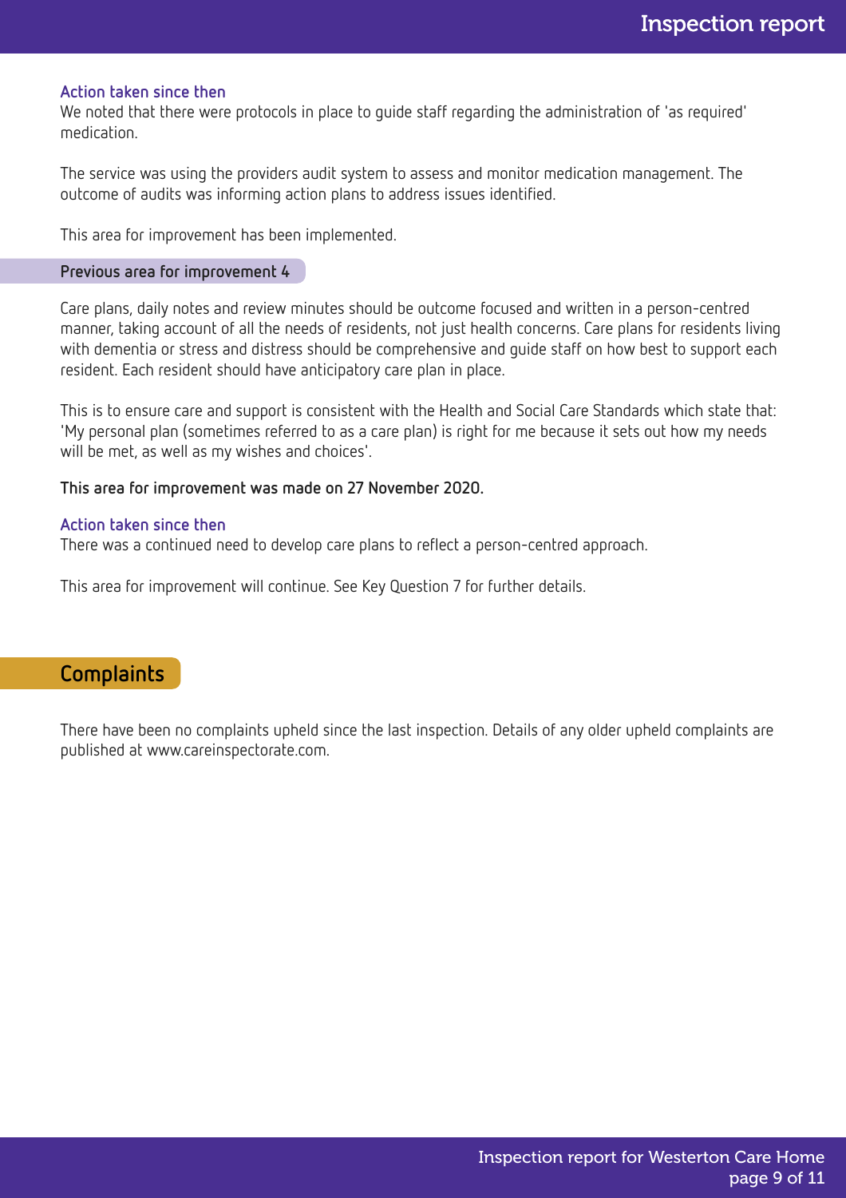### Action taken since then

We noted that there were protocols in place to guide staff regarding the administration of 'as required' medication.

The service was using the providers audit system to assess and monitor medication management. The outcome of audits was informing action plans to address issues identified.

This area for improvement has been implemented.

### Previous area for improvement 4

Care plans, daily notes and review minutes should be outcome focused and written in a person-centred manner, taking account of all the needs of residents, not just health concerns. Care plans for residents living with dementia or stress and distress should be comprehensive and guide staff on how best to support each resident. Each resident should have anticipatory care plan in place.

This is to ensure care and support is consistent with the Health and Social Care Standards which state that: 'My personal plan (sometimes referred to as a care plan) is right for me because it sets out how my needs will be met, as well as my wishes and choices'.

**This area for improvement was made on 27 November 2020.**

### Action taken since then

There was a continued need to develop care plans to reflect a person-centred approach.

This area for improvement will continue. See Key Question 7 for further details.

## Complaints

There have been no complaints upheld since the last inspection. Details of any older upheld complaints are published at www.careinspectorate.com.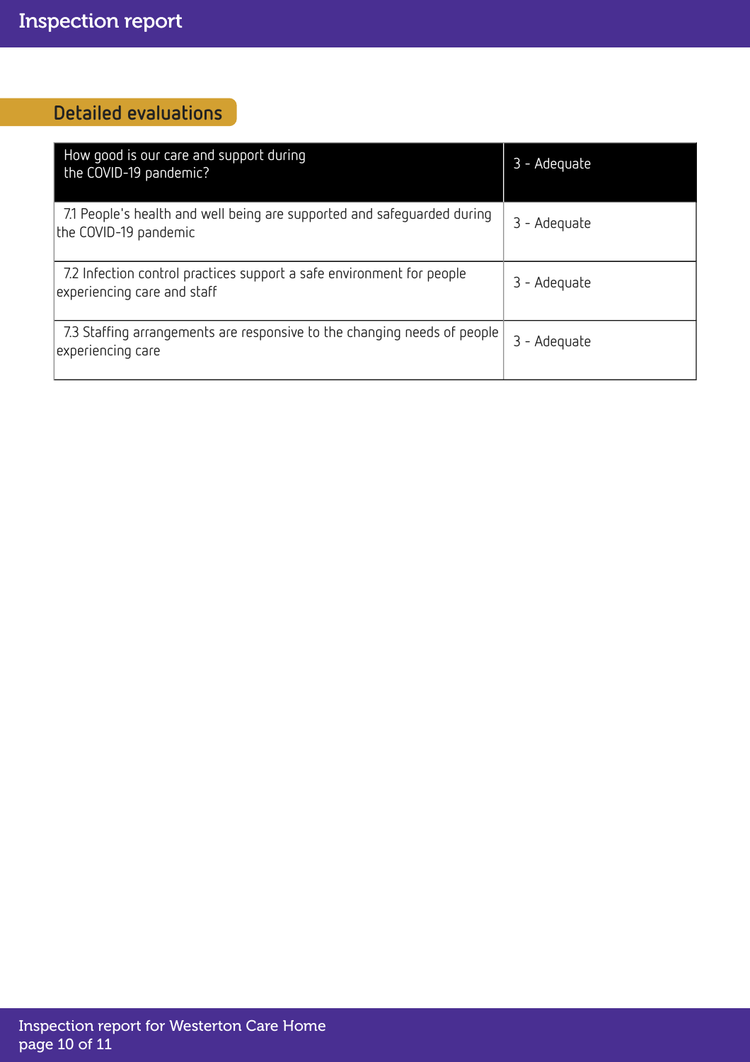## Detailed evaluations

| How good is our care and support during the COVID-19 pandemic? | 3 - Adequate |
|---|---|
| 7.1 People's health and well being are supported and safeguarded during the COVID-19 pandemic | 3 - Adequate |
| 7.2 Infection control practices support a safe environment for people experiencing care and staff | 3 - Adequate |
| 7.3 Staffing arrangements are responsive to the changing needs of people experiencing care | 3 - Adequate |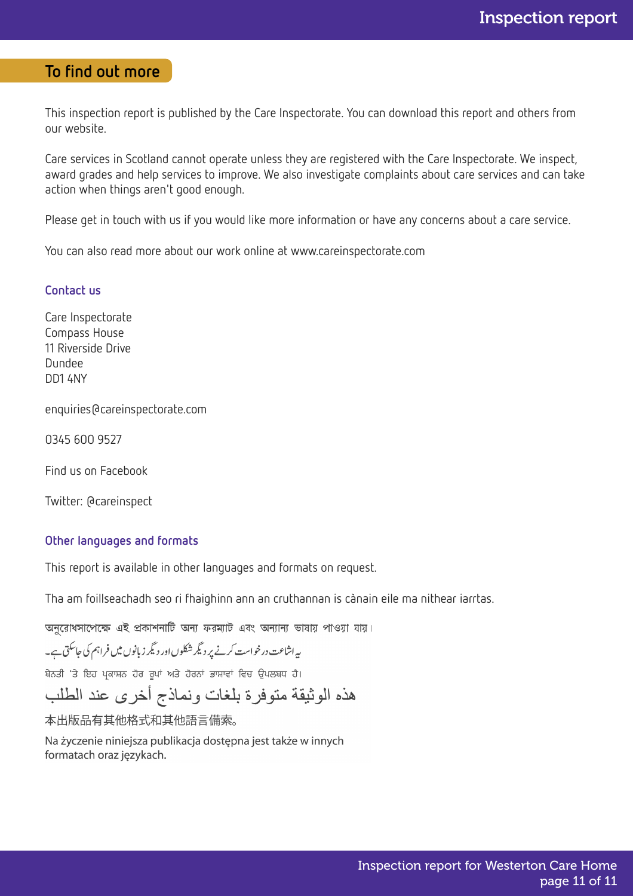## To find out more

This inspection report is published by the Care Inspectorate. You can download this report and others from our website.

Care services in Scotland cannot operate unless they are registered with the Care Inspectorate. We inspect, award grades and help services to improve. We also investigate complaints about care services and can take action when things aren't good enough.

Please get in touch with us if you would like more information or have any concerns about a care service.

You can also read more about our work online at www.careinspectorate.com

### Contact us

Care Inspectorate
Compass House
11 Riverside Drive
Dundee
DD1 4NY

enquiries@careinspectorate.com

0345 600 9527

Find us on Facebook

Twitter: @careinspect

### Other languages and formats

This report is available in other languages and formats on request.

Tha am foillseachadh seo ri fhaighinn ann an cruthannan is cànain eile ma nithear iarrtas.

অনুরোধসাপেক্ষে এই প্রকাশনাটি অন্য ফরম্যাট এবং অন্যান্য ভাষায় পাওয়া যায়।

یہ اشاعت درخواست کرنے پر دیگر شکلوں اور دیگر زبانوں میں فراہم کی جاسکتی ہے۔

ਬੇਨਤੀ 'ਤੇ ਇਹ ਪ੍ਰਕਾਸ਼ਨ ਹੋਰ ਰੂਪਾਂ ਅਤੇ ਹੋਰਨਾਂ ਭਾਸ਼ਾਵਾਂ ਵਿਚ ਉਪਲਬਧ ਹੈ।

هذه الوثيقة متوفرة بلغات ونماذج أخرى عند الطلب

本出版品有其他格式和其他語言備索。

Na życzenie niniejsza publikacja dostępna jest także w innych formatach oraz językach.